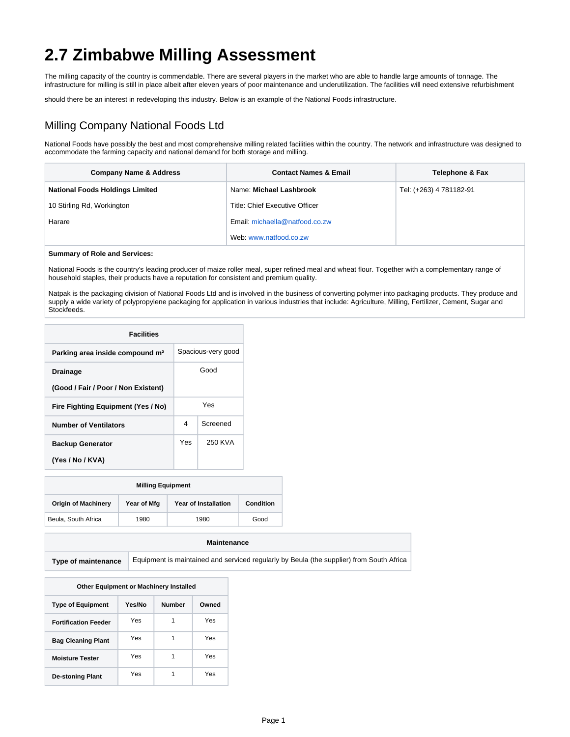# 2.7 Zimbabwe Milling Assessment

The milling capacity of the country is commendable. There are several players in the market who are able to handle large amounts of tonnage. The infrastructure for milling is still in place albeit after eleven years of poor maintenance and underutilization. The facilities will need extensive refurbishment

should there be an interest in redeveloping this industry. Below is an example of the National Foods infrastructure.

## Milling Company National Foods Ltd

National Foods have possibly the best and most comprehensive milling related facilities within the country. The network and infrastructure was designed to accommodate the farming capacity and national demand for both storage and milling.

| Company Name & Address | Contact Names & Email | Telephone & Fax |
|---|---|---|
| **National Foods Holdings Limited** | Name: **Michael Lashbrook** | Tel: (+263) 4 781182-91 |
| 10 Stirling Rd, Workington | Title: Chief Executive Officer | |
| Harare | Email: michaella@natfood.co.zw | |
| | Web: www.natfood.co.zw | |

**Summary of Role and Services:**

National Foods is the country's leading producer of maize roller meal, super refined meal and wheat flour. Together with a complementary range of household staples, their products have a reputation for consistent and premium quality.

Natpak is the packaging division of National Foods Ltd and is involved in the business of converting polymer into packaging products. They produce and supply a wide variety of polypropylene packaging for application in various industries that include: Agriculture, Milling, Fertilizer, Cement, Sugar and Stockfeeds.

| Facilities | | |
|---|---|---|
| **Parking area inside compound m²** | Spacious-very good | |
| **Drainage (Good / Fair / Poor / Non Existent)** | Good | |
| **Fire Fighting Equipment (Yes / No)** | Yes | |
| **Number of Ventilators** | 4 | Screened |
| **Backup Generator (Yes / No / KVA)** | Yes | 250 KVA |

| Milling Equipment | | | |
|---|---|---|---|
| **Origin of Machinery** | **Year of Mfg** | **Year of Installation** | **Condition** |
| Beula, South Africa | 1980 | 1980 | Good |

| Maintenance | |
|---|---|
| **Type of maintenance** | Equipment is maintained and serviced regularly by Beula (the supplier) from South Africa |

| Other Equipment or Machinery Installed | | | |
|---|---|---|---|
| **Type of Equipment** | **Yes/No** | **Number** | **Owned** |
| **Fortification Feeder** | Yes | 1 | Yes |
| **Bag Cleaning Plant** | Yes | 1 | Yes |
| **Moisture Tester** | Yes | 1 | Yes |
| **De-stoning Plant** | Yes | 1 | Yes |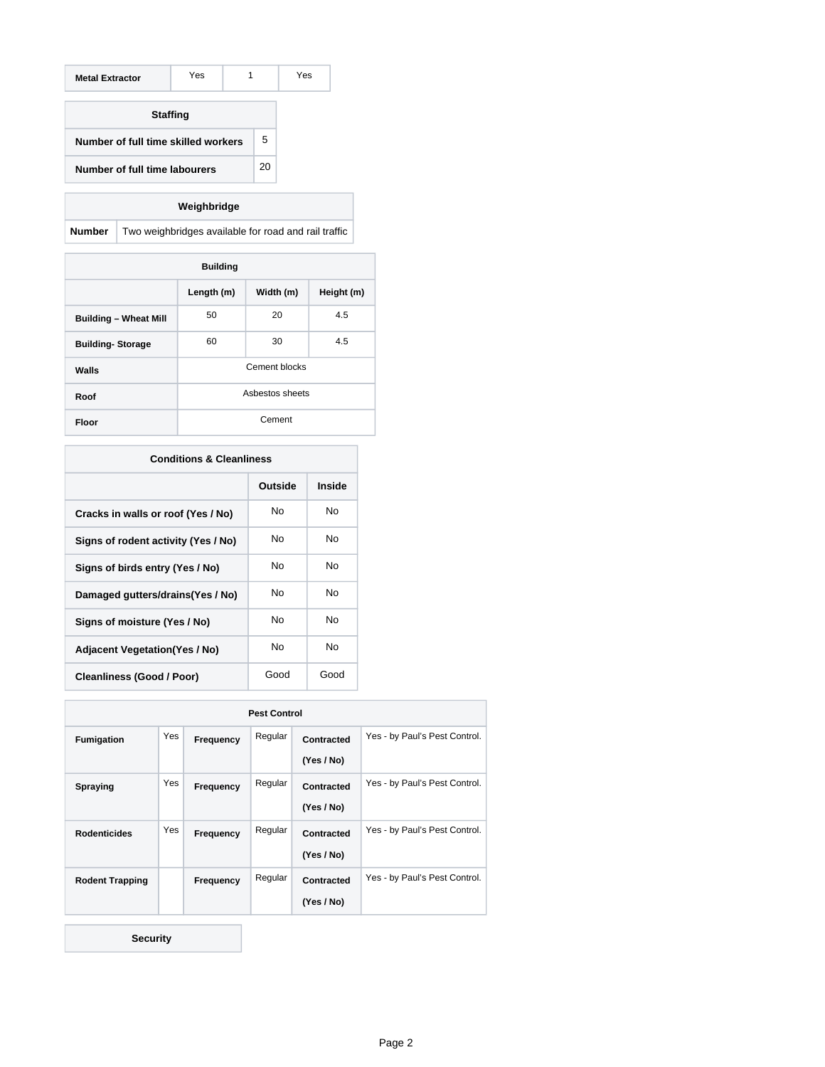| Metal Extractor | Yes | 1 | Yes |
|---|---|---|---|

| Staffing | |
|---|---|
| Number of full time skilled workers | 5 |
| Number of full time labourers | 20 |

| Weighbridge | |
|---|---|
| Number | Two weighbridges available for road and rail traffic |

| Building | | | |
|---|---|---|---|
| | Length (m) | Width (m) | Height (m) |
| Building – Wheat Mill | 50 | 20 | 4.5 |
| Building- Storage | 60 | 30 | 4.5 |
| Walls | Cement blocks | | |
| Roof | Asbestos sheets | | |
| Floor | Cement | | |

| Conditions & Cleanliness | | |
|---|---|---|
| | Outside | Inside |
| Cracks in walls or roof (Yes / No) | No | No |
| Signs of rodent activity (Yes / No) | No | No |
| Signs of birds entry (Yes / No) | No | No |
| Damaged gutters/drains(Yes / No) | No | No |
| Signs of moisture (Yes / No) | No | No |
| Adjacent Vegetation(Yes / No) | No | No |
| Cleanliness (Good / Poor) | Good | Good |

| Pest Control | | | | | |
|---|---|---|---|---|---|
| Fumigation | Yes | Frequency | Regular | Contracted (Yes / No) | Yes - by Paul's Pest Control. |
| Spraying | Yes | Frequency | Regular | Contracted (Yes / No) | Yes - by Paul's Pest Control. |
| Rodenticides | Yes | Frequency | Regular | Contracted (Yes / No) | Yes - by Paul's Pest Control. |
| Rodent Trapping | | Frequency | Regular | Contracted (Yes / No) | Yes - by Paul's Pest Control. |

| Security |
|---|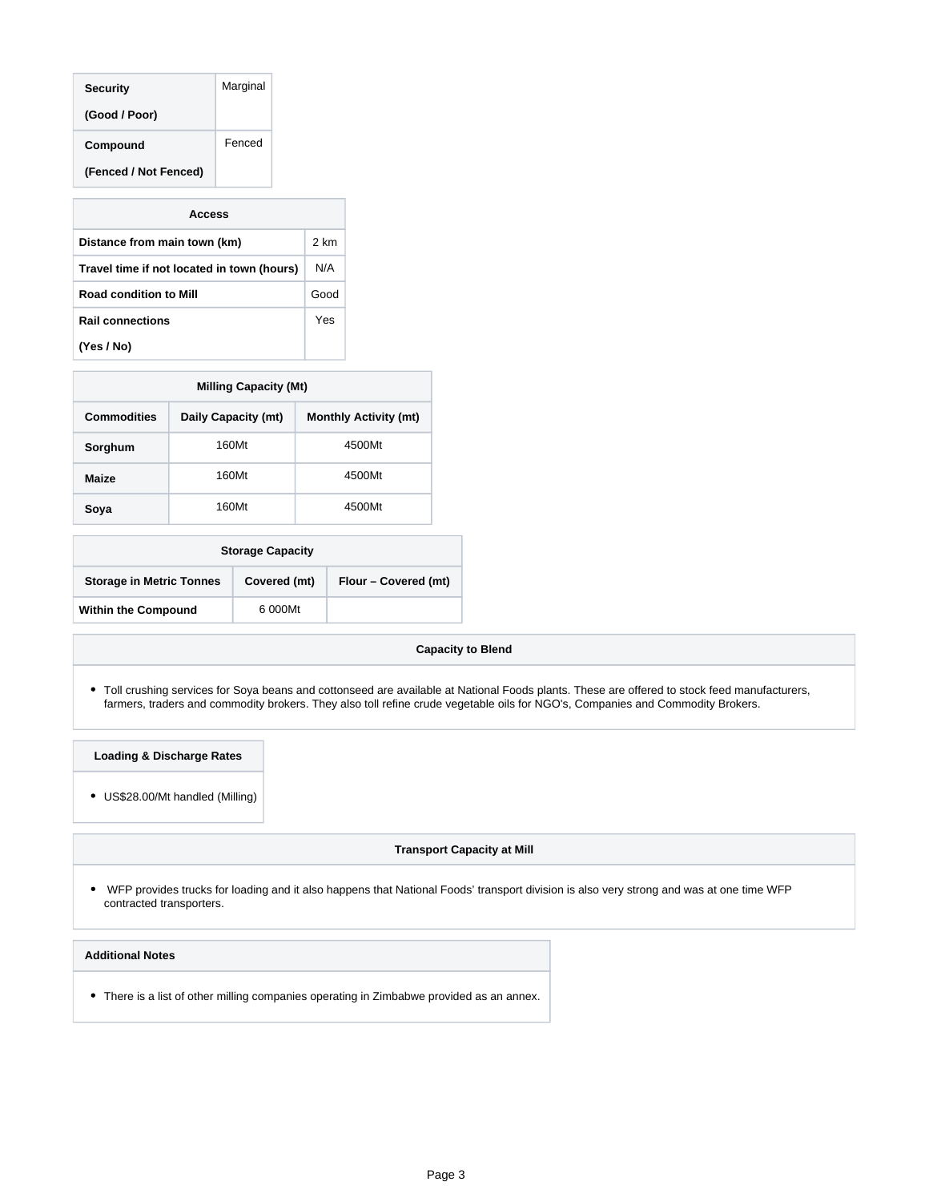| | |
|---|---|
| **Security (Good / Poor)** | Marginal |
| **Compound (Fenced / Not Fenced)** | Fenced |

| Access | |
|---|---|
| **Distance from main town (km)** | 2 km |
| **Travel time if not located in town (hours)** | N/A |
| **Road condition to Mill** | Good |
| **Rail connections (Yes / No)** | Yes |

| Milling Capacity (Mt) | | |
|---|---|---|
| **Commodities** | **Daily Capacity (mt)** | **Monthly Activity (mt)** |
| **Sorghum** | 160Mt | 4500Mt |
| **Maize** | 160Mt | 4500Mt |
| **Soya** | 160Mt | 4500Mt |

| Storage Capacity | | |
|---|---|---|
| **Storage in Metric Tonnes** | **Covered (mt)** | **Flour – Covered (mt)** |
| **Within the Compound** | 6 000Mt | |

**Capacity to Blend**

- Toll crushing services for Soya beans and cottonseed are available at National Foods plants. These are offered to stock feed manufacturers, farmers, traders and commodity brokers. They also toll refine crude vegetable oils for NGO's, Companies and Commodity Brokers.

**Loading & Discharge Rates**

- US$28.00/Mt handled (Milling)

**Transport Capacity at Mill**

- WFP provides trucks for loading and it also happens that National Foods' transport division is also very strong and was at one time WFP contracted transporters.

**Additional Notes**

- There is a list of other milling companies operating in Zimbabwe provided as an annex.